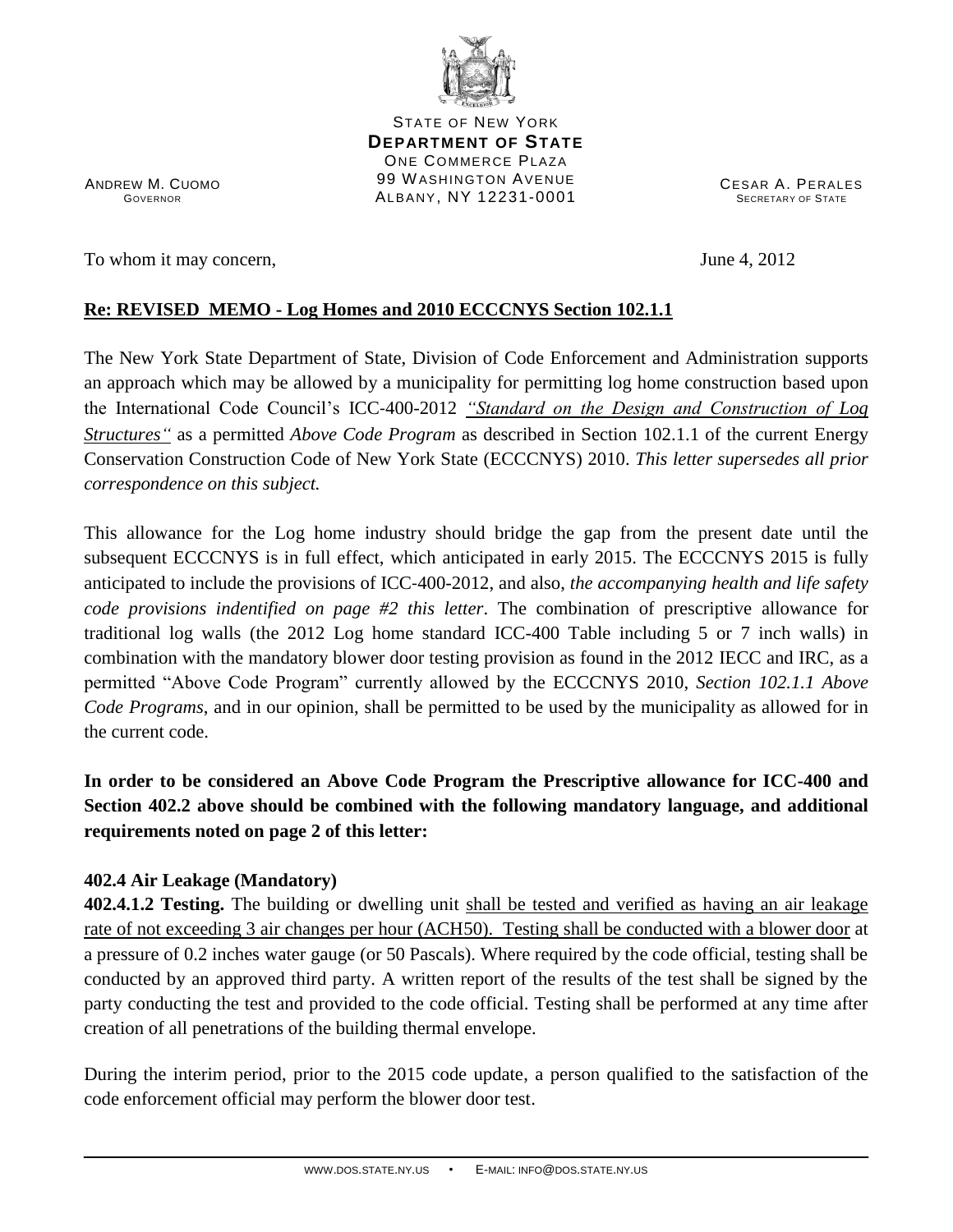STATE OF NEW YORK
**DEPARTMENT OF STATE**
ONE COMMERCE PLAZA
99 WASHINGTON AVENUE
ALBANY, NY 12231-0001

ANDREW M. CUOMO
GOVERNOR

CESAR A. PERALES
SECRETARY OF STATE

To whom it may concern, June 4, 2012

**Re: REVISED MEMO - Log Homes and 2010 ECCCNYS Section 102.1.1**

The New York State Department of State, Division of Code Enforcement and Administration supports an approach which may be allowed by a municipality for permitting log home construction based upon the International Code Council's ICC-400-2012 *"Standard on the Design and Construction of Log Structures"* as a permitted *Above Code Program* as described in Section 102.1.1 of the current Energy Conservation Construction Code of New York State (ECCCNYS) 2010. *This letter supersedes all prior correspondence on this subject.*

This allowance for the Log home industry should bridge the gap from the present date until the subsequent ECCCNYS is in full effect, which anticipated in early 2015. The ECCCNYS 2015 is fully anticipated to include the provisions of ICC-400-2012, and also, *the accompanying health and life safety code provisions indentified on page #2 this letter*. The combination of prescriptive allowance for traditional log walls (the 2012 Log home standard ICC-400 Table including 5 or 7 inch walls) in combination with the mandatory blower door testing provision as found in the 2012 IECC and IRC, as a permitted "Above Code Program" currently allowed by the ECCCNYS 2010, *Section 102.1.1 Above Code Programs*, and in our opinion, shall be permitted to be used by the municipality as allowed for in the current code.

**In order to be considered an Above Code Program the Prescriptive allowance for ICC-400 and Section 402.2 above should be combined with the following mandatory language, and additional requirements noted on page 2 of this letter:**

**402.4 Air Leakage (Mandatory)**

**402.4.1.2 Testing.** The building or dwelling unit shall be tested and verified as having an air leakage rate of not exceeding 3 air changes per hour (ACH50). Testing shall be conducted with a blower door at a pressure of 0.2 inches water gauge (or 50 Pascals). Where required by the code official, testing shall be conducted by an approved third party. A written report of the results of the test shall be signed by the party conducting the test and provided to the code official. Testing shall be performed at any time after creation of all penetrations of the building thermal envelope.

During the interim period, prior to the 2015 code update, a person qualified to the satisfaction of the code enforcement official may perform the blower door test.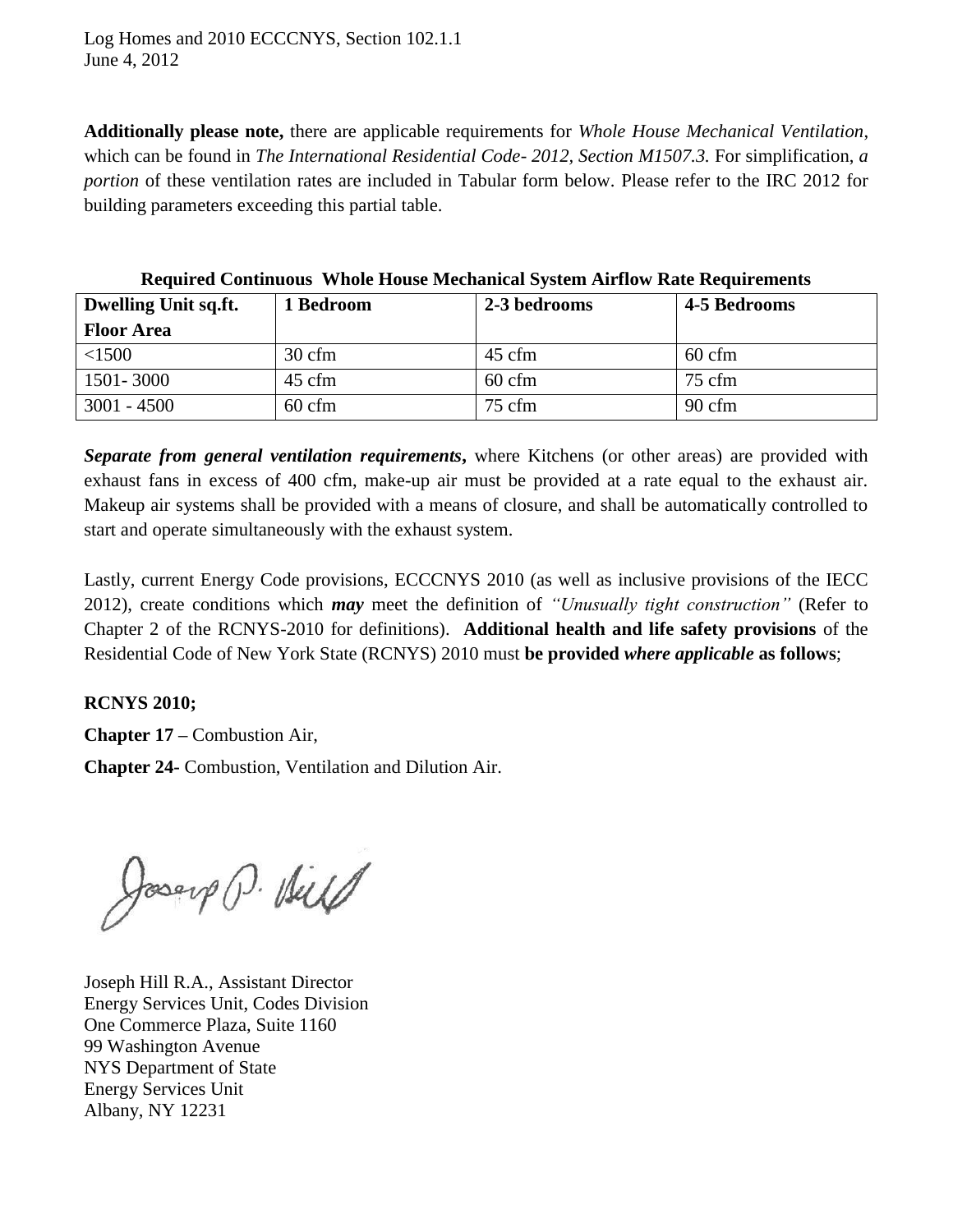**Additionally please note,** there are applicable requirements for *Whole House Mechanical Ventilation*, which can be found in *The International Residential Code- 2012, Section M1507.3.* For simplification, *a portion* of these ventilation rates are included in Tabular form below. Please refer to the IRC 2012 for building parameters exceeding this partial table.

**Required Continuous Whole House Mechanical System Airflow Rate Requirements**

| Dwelling Unit sq.ft. Floor Area | 1 Bedroom | 2-3 bedrooms | 4-5 Bedrooms |
|---|---|---|---|
| <1500 | 30 cfm | 45 cfm | 60 cfm |
| 1501- 3000 | 45 cfm | 60 cfm | 75 cfm |
| 3001 - 4500 | 60 cfm | 75 cfm | 90 cfm |

***Separate from general ventilation requirements*,** where Kitchens (or other areas) are provided with exhaust fans in excess of 400 cfm, make-up air must be provided at a rate equal to the exhaust air. Makeup air systems shall be provided with a means of closure, and shall be automatically controlled to start and operate simultaneously with the exhaust system.

Lastly, current Energy Code provisions, ECCCNYS 2010 (as well as inclusive provisions of the IECC 2012), create conditions which ***may*** meet the definition of *"Unusually tight construction"* (Refer to Chapter 2 of the RCNYS-2010 for definitions). **Additional health and life safety provisions** of the Residential Code of New York State (RCNYS) 2010 must **be provided *where applicable* as follows**;

**RCNYS 2010;**

**Chapter 17 –** Combustion Air,

**Chapter 24-** Combustion, Ventilation and Dilution Air.

Joseph Hill R.A., Assistant Director
Energy Services Unit, Codes Division
One Commerce Plaza, Suite 1160
99 Washington Avenue
NYS Department of State
Energy Services Unit
Albany, NY 12231